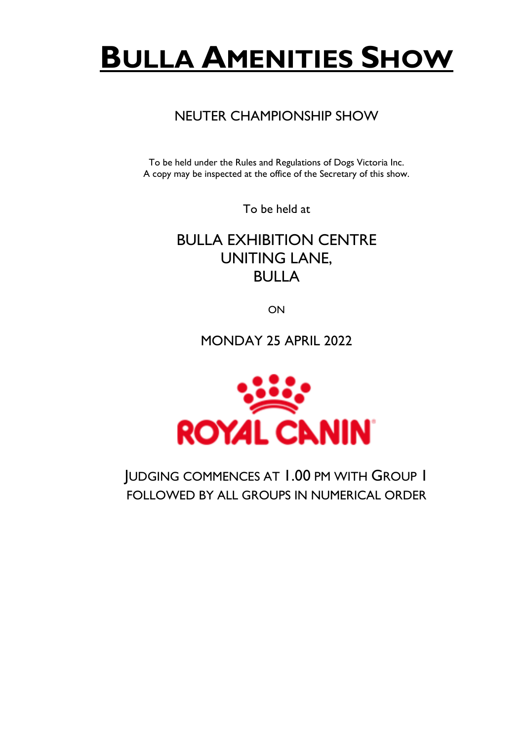# BULLA AMENITIES SHOW

## NEUTER CHAMPIONSHIP SHOW

To be held under the Rules and Regulations of Dogs Victoria Inc.
A copy may be inspected at the office of the Secretary of this show.

To be held at

BULLA EXHIBITION CENTRE
UNITING LANE,
BULLA

ON

MONDAY 25 APRIL 2022

ROYAL CANIN

JUDGING COMMENCES AT 1.00 PM WITH GROUP 1
FOLLOWED BY ALL GROUPS IN NUMERICAL ORDER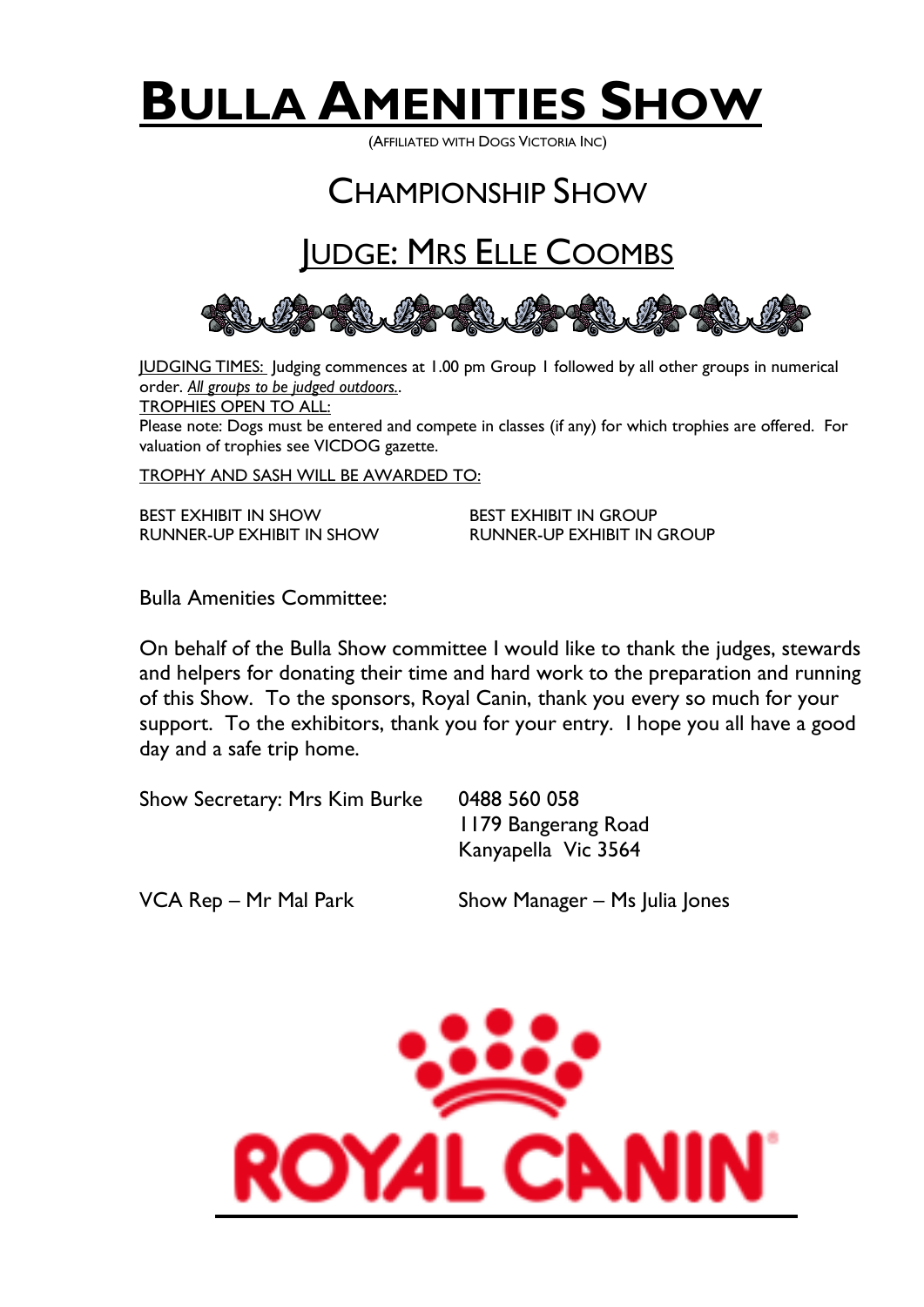# BULLA AMENITIES SHOW

(AFFILIATED WITH DOGS VICTORIA INC)

## CHAMPIONSHIP SHOW

## JUDGE: MRS ELLE COOMBS

JUDGING TIMES: Judging commences at 1.00 pm Group 1 followed by all other groups in numerical order. *All groups to be judged outdoors.*.

TROPHIES OPEN TO ALL:

Please note: Dogs must be entered and compete in classes (if any) for which trophies are offered. For valuation of trophies see VICDOG gazette.

TROPHY AND SASH WILL BE AWARDED TO:

BEST EXHIBIT IN SHOW
RUNNER-UP EXHIBIT IN SHOW
BEST EXHIBIT IN GROUP
RUNNER-UP EXHIBIT IN GROUP

Bulla Amenities Committee:

On behalf of the Bulla Show committee I would like to thank the judges, stewards and helpers for donating their time and hard work to the preparation and running of this Show. To the sponsors, Royal Canin, thank you every so much for your support. To the exhibitors, thank you for your entry. I hope you all have a good day and a safe trip home.

Show Secretary: Mrs Kim Burke
0488 560 058
1179 Bangerang Road
Kanyapella Vic 3564

VCA Rep – Mr Mal Park

Show Manager – Ms Julia Jones

ROYAL CANIN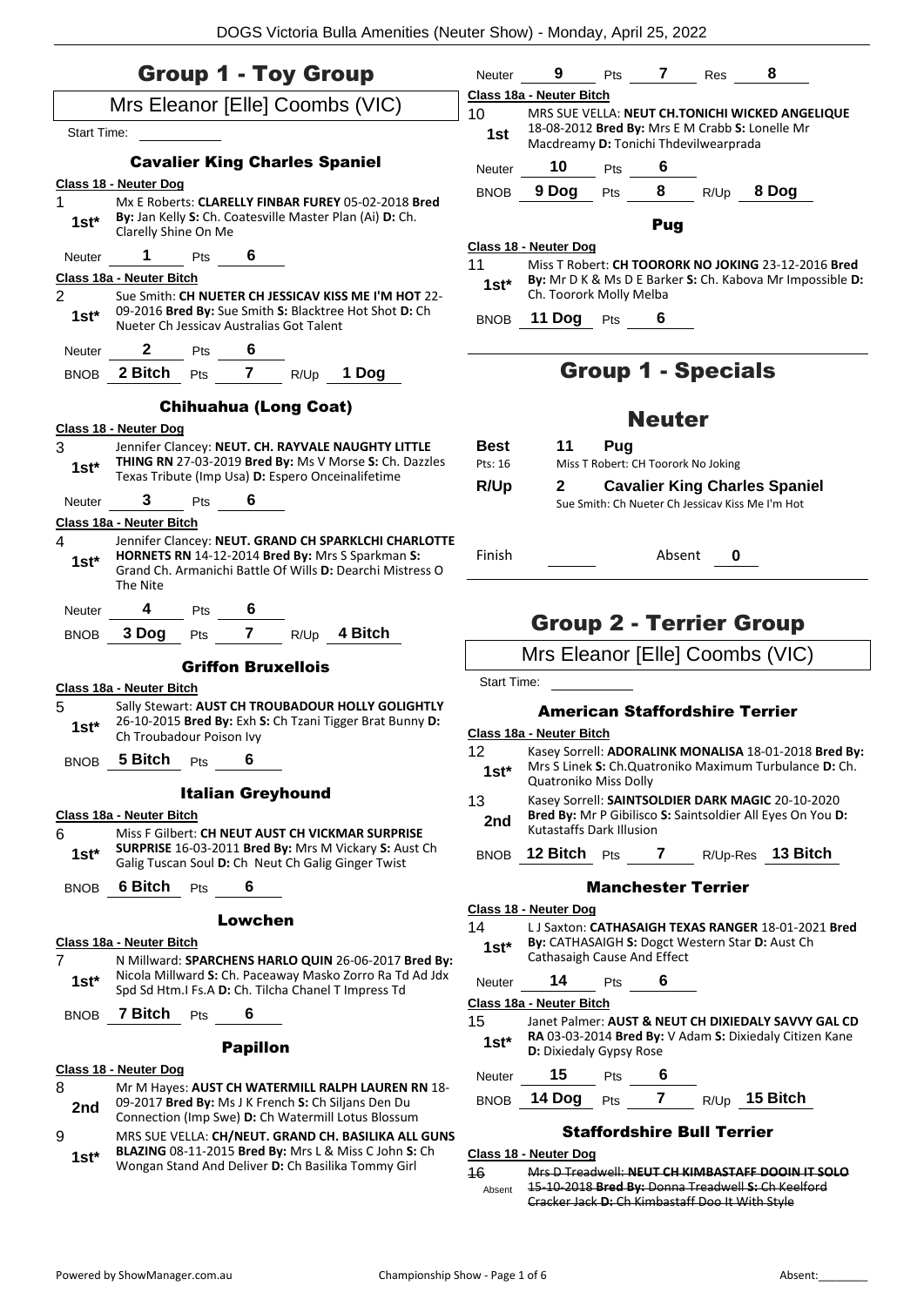# Group 1 - Toy Group

Mrs Eleanor [Elle] Coombs (VIC)

Start Time:

### Cavalier King Charles Spaniel

**Class 18 - Neuter Dog**

1 — **1st*** — Mx E Roberts: **CLARELLY FINBAR FUREY** 05-02-2018 **Bred By:** Jan Kelly **S:** Ch. Coatesville Master Plan (Ai) **D:** Ch. Clarelly Shine On Me

Neuter **1** Pts **6**

**Class 18a - Neuter Bitch**

2 — **1st*** — Sue Smith: **CH NUETER CH JESSICAV KISS ME I'M HOT** 22-09-2016 **Bred By:** Sue Smith **S:** Blacktree Hot Shot **D:** Ch Nueter Ch Jessicav Australias Got Talent

Neuter **2** Pts **6**

BNOB **2 Bitch** Pts **7** R/Up **1 Dog**

### Chihuahua (Long Coat)

**Class 18 - Neuter Dog**

3 — **1st*** — Jennifer Clancey: **NEUT. CH. RAYVALE NAUGHTY LITTLE THING RN** 27-03-2019 **Bred By:** Ms V Morse **S:** Ch. Dazzles Texas Tribute (Imp Usa) **D:** Espero Onceinalifetime

Neuter **3** Pts **6**

**Class 18a - Neuter Bitch**

4 — **1st*** — Jennifer Clancey: **NEUT. GRAND CH SPARKLCHI CHARLOTTE HORNETS RN** 14-12-2014 **Bred By:** Mrs S Sparkman **S:** Grand Ch. Armanichi Battle Of Wills **D:** Dearchi Mistress O The Nite

Neuter **4** Pts **6**

BNOB **3 Dog** Pts **7** R/Up **4 Bitch**

### Griffon Bruxellois

**Class 18a - Neuter Bitch**

5 — **1st*** — Sally Stewart: **AUST CH TROUBADOUR HOLLY GOLIGHTLY** 26-10-2015 **Bred By:** Exh **S:** Ch Tzani Tigger Brat Bunny **D:** Ch Troubadour Poison Ivy

BNOB **5 Bitch** Pts **6**

### Italian Greyhound

**Class 18a - Neuter Bitch**

6 — **1st*** — Miss F Gilbert: **CH NEUT AUST CH VICKMAR SURPRISE SURPRISE** 16-03-2011 **Bred By:** Mrs M Vickary **S:** Aust Ch Galig Tuscan Soul **D:** Ch Neut Ch Galig Ginger Twist

BNOB **6 Bitch** Pts **6**

### Lowchen

**Class 18a - Neuter Bitch**

7 — **1st*** — N Millward: **SPARCHENS HARLO QUIN** 26-06-2017 **Bred By:** Nicola Millward **S:** Ch. Paceaway Masko Zorro Ra Td Ad Jdx Spd Sd Htm.I Fs.A **D:** Ch. Tilcha Chanel T Impress Td

BNOB **7 Bitch** Pts **6**

### Papillon

**Class 18 - Neuter Dog**

8 — **2nd** — Mr M Hayes: **AUST CH WATERMILL RALPH LAUREN RN** 18-09-2017 **Bred By:** Ms J K French **S:** Ch Siljans Den Du Connection (Imp Swe) **D:** Ch Watermill Lotus Blossum

9 — **1st*** — MRS SUE VELLA: **CH/NEUT. GRAND CH. BASILIKA ALL GUNS BLAZING** 08-11-2015 **Bred By:** Mrs L & Miss C John **S:** Ch Wongan Stand And Deliver **D:** Ch Basilika Tommy Girl

Neuter **9** Pts **7** Res **8**

**Class 18a - Neuter Bitch**

10 — **1st** — MRS SUE VELLA: **NEUT CH.TONICHI WICKED ANGELIQUE** 18-08-2012 **Bred By:** Mrs E M Crabb **S:** Lonelle Mr Macdreamy **D:** Tonichi Thdevilwearprada

Neuter **10** Pts **6**

BNOB **9 Dog** Pts **8** R/Up **8 Dog**

### Pug

**Class 18 - Neuter Dog**

11 — **1st*** — Miss T Robert: **CH TOORORK NO JOKING** 23-12-2016 **Bred By:** Mr D K & Ms D E Barker **S:** Ch. Kabova Mr Impossible **D:** Ch. Toorork Molly Melba

BNOB **11 Dog** Pts **6**

# Group 1 - Specials

## Neuter

**Best** **11** **Pug**
Pts: 16 — Miss T Robert: CH Toorork No Joking

**R/Up** **2** **Cavalier King Charles Spaniel**
Sue Smith: Ch Nueter Ch Jessicav Kiss Me I'm Hot

Finish ______ Absent **0**

# Group 2 - Terrier Group

Mrs Eleanor [Elle] Coombs (VIC)

Start Time:

### American Staffordshire Terrier

**Class 18a - Neuter Bitch**

12 — **1st*** — Kasey Sorrell: **ADORALINK MONALISA** 18-01-2018 **Bred By:** Mrs S Linek **S:** Ch.Quatroniko Maximum Turbulance **D:** Ch. Quatroniko Miss Dolly

13 — **2nd** — Kasey Sorrell: **SAINTSOLDIER DARK MAGIC** 20-10-2020 **Bred By:** Mr P Gibilisco **S:** Saintsoldier All Eyes On You **D:** Kutastaffs Dark Illusion

BNOB **12 Bitch** Pts **7** R/Up-Res **13 Bitch**

### Manchester Terrier

**Class 18 - Neuter Dog**

14 — **1st*** — L J Saxton: **CATHASAIGH TEXAS RANGER** 18-01-2021 **Bred By:** CATHASAIGH **S:** Dogct Western Star **D:** Aust Ch Cathasaigh Cause And Effect

Neuter **14** Pts **6**

**Class 18a - Neuter Bitch**

15 — **1st*** — Janet Palmer: **AUST & NEUT CH DIXIEDALY SAVVY GAL CD RA** 03-03-2014 **Bred By:** V Adam **S:** Dixiedaly Citizen Kane **D:** Dixiedaly Gypsy Rose

Neuter **15** Pts **6**

BNOB **14 Dog** Pts **7** R/Up **15 Bitch**

### Staffordshire Bull Terrier

**Class 18 - Neuter Dog**

~~16~~ — Absent — ~~Mrs D Treadwell: **NEUT CH KIMBASTAFF DOOIN IT SOLO** 15-10-2018 **Bred By:** Donna Treadwell **S:** Ch Keelford Cracker Jack **D:** Ch Kimbastaff Doo It With Style~~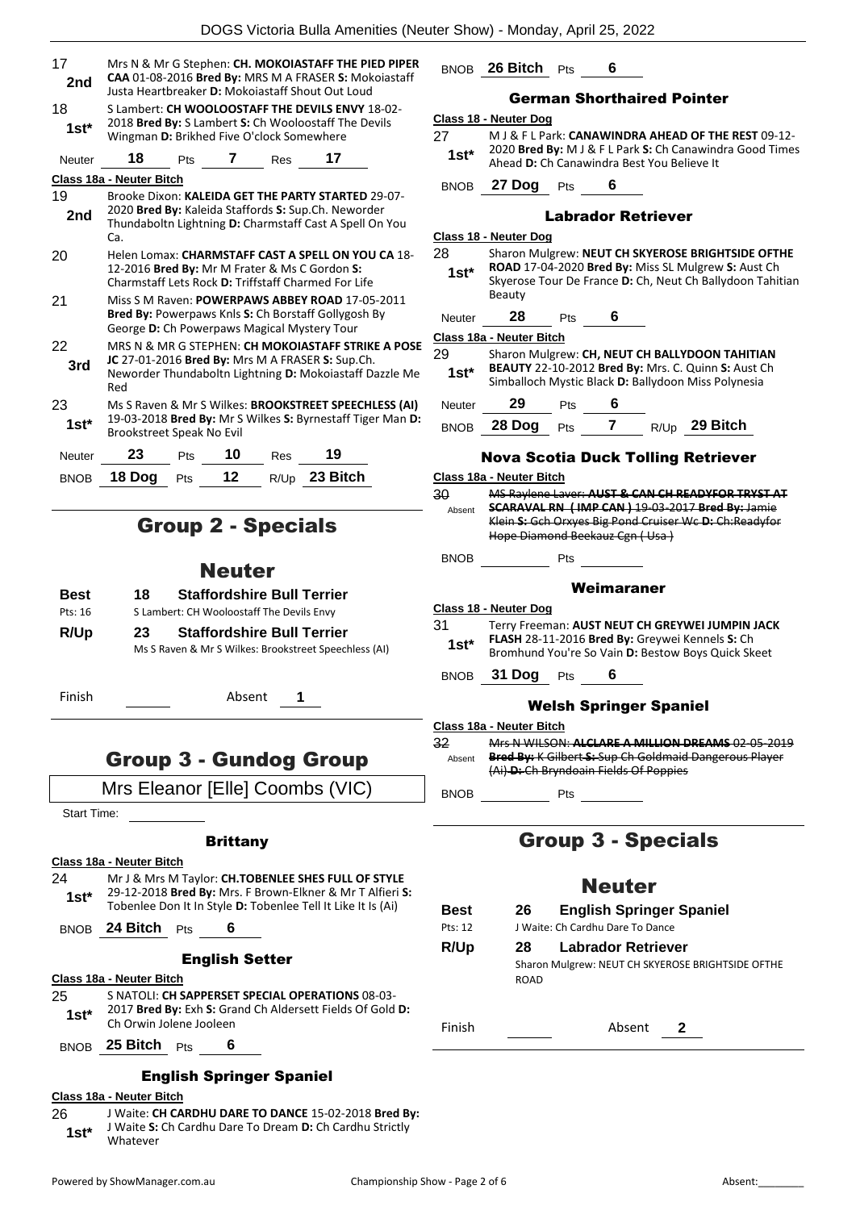17 **2nd** Mrs N & Mr G Stephen: **CH. MOKOIASTAFF THE PIED PIPER CAA** 01-08-2016 **Bred By:** MRS M A FRASER **S:** Mokoiastaff Justa Heartbreaker **D:** Mokoiastaff Shout Out Loud

18 **1st*** S Lambert: **CH WOOLOOSTAFF THE DEVILS ENVY** 18-02-2018 **Bred By:** S Lambert **S:** Ch Wooloostaff The Devils Wingman **D:** Brikhed Five O'clock Somewhere

Neuter **18** Pts **7** Res **17**

**Class 18a - Neuter Bitch**

19 **2nd** Brooke Dixon: **KALEIDA GET THE PARTY STARTED** 29-07-2020 **Bred By:** Kaleida Staffords **S:** Sup.Ch. Neworder Thundaboltn Lightning **D:** Charmstaff Cast A Spell On You Ca.

20 Helen Lomax: **CHARMSTAFF CAST A SPELL ON YOU CA** 18-12-2016 **Bred By:** Mr M Frater & Ms C Gordon **S:** Charmstaff Lets Rock **D:** Triffstaff Charmed For Life

21 Miss S M Raven: **POWERPAWS ABBEY ROAD** 17-05-2011 **Bred By:** Powerpaws Knls **S:** Ch Borstaff Gollygosh By George **D:** Ch Powerpaws Magical Mystery Tour

22 **3rd** MRS N & MR G STEPHEN: **CH MOKOIASTAFF STRIKE A POSE JC** 27-01-2016 **Bred By:** Mrs M A FRASER **S:** Sup.Ch. Neworder Thundaboltn Lightning **D:** Mokoiastaff Dazzle Me Red

23 **1st*** Ms S Raven & Mr S Wilkes: **BROOKSTREET SPEECHLESS (AI)** 19-03-2018 **Bred By:** Mr S Wilkes **S:** Byrnestaff Tiger Man **D:** Brookstreet Speak No Evil

Neuter **23** Pts **10** Res **19**

BNOB **18 Dog** Pts **12** R/Up **23 Bitch**

## Group 2 - Specials

### Neuter

**Best** 18 **Staffordshire Bull Terrier**
Pts: 16 S Lambert: CH Wooloostaff The Devils Envy

**R/Up** 23 **Staffordshire Bull Terrier**
Ms S Raven & Mr S Wilkes: Brookstreet Speechless (AI)

Finish Absent **1**

## Group 3 - Gundog Group

Mrs Eleanor [Elle] Coombs (VIC)

Start Time:

### Brittany

**Class 18a - Neuter Bitch**

24 **1st*** Mr J & Mrs M Taylor: **CH.TOBENLEE SHES FULL OF STYLE** 29-12-2018 **Bred By:** Mrs. F Brown-Elkner & Mr T Alfieri **S:** Tobenlee Don It In Style **D:** Tobenlee Tell It Like It Is (Ai)

BNOB **24 Bitch** Pts **6**

### English Setter

**Class 18a - Neuter Bitch**

25 **1st*** S NATOLI: **CH SAPPERSET SPECIAL OPERATIONS** 08-03-2017 **Bred By:** Exh **S:** Grand Ch Aldersett Fields Of Gold **D:** Ch Orwin Jolene Jooleen

BNOB **25 Bitch** Pts **6**

### English Springer Spaniel

**Class 18a - Neuter Bitch**

26 **1st*** J Waite: **CH CARDHU DARE TO DANCE** 15-02-2018 **Bred By:** J Waite **S:** Ch Cardhu Dare To Dream **D:** Ch Cardhu Strictly Whatever

BNOB **26 Bitch** Pts **6**

### German Shorthaired Pointer

**Class 18 - Neuter Dog**

27 **1st*** M J & F L Park: **CANAWINDRA AHEAD OF THE REST** 09-12-2020 **Bred By:** M J & F L Park **S:** Ch Canawindra Good Times Ahead **D:** Ch Canawindra Best You Believe It

BNOB **27 Dog** Pts **6**

### Labrador Retriever

**Class 18 - Neuter Dog**

28 **1st*** Sharon Mulgrew: **NEUT CH SKYEROSE BRIGHTSIDE OFTHE ROAD** 17-04-2020 **Bred By:** Miss SL Mulgrew **S:** Aust Ch Skyerose Tour De France **D:** Ch, Neut Ch Ballydoon Tahitian Beauty

Neuter **28** Pts **6**

**Class 18a - Neuter Bitch**

29 **1st*** Sharon Mulgrew: **CH, NEUT CH BALLYDOON TAHITIAN BEAUTY** 22-10-2012 **Bred By:** Mrs. C. Quinn **S:** Aust Ch Simballoch Mystic Black **D:** Ballydoon Miss Polynesia

Neuter **29** Pts **6**

BNOB **28 Dog** Pts **7** R/Up **29 Bitch**

### Nova Scotia Duck Tolling Retriever

**Class 18a - Neuter Bitch**

30 Absent ~~MS Raylene Laver: **AUST & CAN CH READYFOR TRYST AT SCARAVAL RN (IMP CAN)** 19-03-2017 **Bred By:** Jamie Klein **S:** Gch Orxyes Big Pond Cruiser Wc **D:** Ch:Readyfor Hope Diamond Beekauz Cgn (Usa)~~

BNOB Pts

### Weimaraner

**Class 18 - Neuter Dog**

31 **1st*** Terry Freeman: **AUST NEUT CH GREYWEI JUMPIN JACK FLASH** 28-11-2016 **Bred By:** Greywei Kennels **S:** Ch Bromhund You're So Vain **D:** Bestow Boys Quick Skeet

BNOB **31 Dog** Pts **6**

### Welsh Springer Spaniel

**Class 18a - Neuter Bitch**

32 Absent ~~Mrs N WILSON: **ALCLARE A MILLION DREAMS** 02-05-2019 **Bred By:** K Gilbert **S:** Sup Ch Goldmaid Dangerous Player (Ai) **D:** Ch Bryndoain Fields Of Poppies~~

BNOB Pts

## Group 3 - Specials

### Neuter

**Best** 26 **English Springer Spaniel**
Pts: 12 J Waite: Ch Cardhu Dare To Dance

**R/Up** 28 **Labrador Retriever**
Sharon Mulgrew: NEUT CH SKYEROSE BRIGHTSIDE OFTHE ROAD

Finish Absent **2**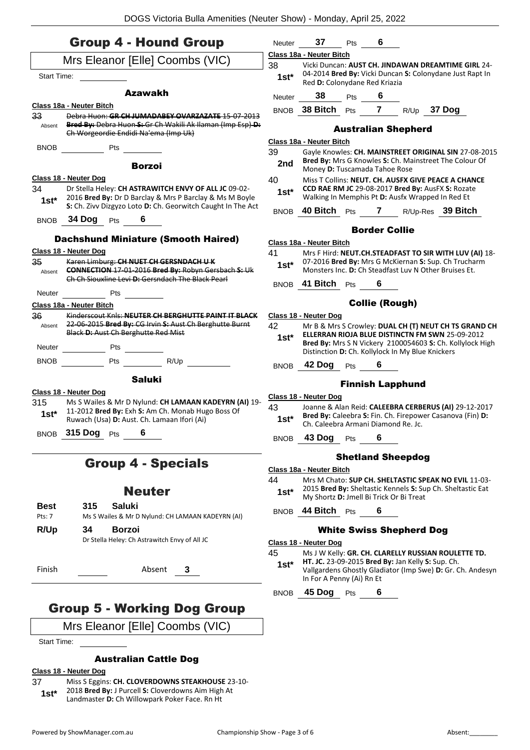# Group 4 - Hound Group

Mrs Eleanor [Elle] Coombs (VIC)

Start Time:

### Azawakh

**Class 18a - Neuter Bitch**

33 Absent — ~~Debra Huon: **GR CH JUMADABEY OVARZAZATE** 15-07-2013 **Bred By:** Debra Huon **S:** Gr Ch Wakili Ak Ilaman (Imp Esp) **D:** Ch Worgeordie Endidi Na'ema (Imp Uk)~~

BNOB ______ Pts ______

### Borzoi

**Class 18 - Neuter Dog**

34 **1st*** — Dr Stella Heley: **CH ASTRAWITCH ENVY OF ALL JC** 09-02-2016 **Bred By:** Dr D Barclay & Mrs P Barclay & Ms M Boyle **S:** Ch. Zivv Dizgyzo Loto **D:** Ch. Georwitch Caught In The Act

BNOB **34 Dog** Pts **6**

### Dachshund Miniature (Smooth Haired)

**Class 18 - Neuter Dog**

35 Absent — ~~Karen Limburg: **CH NUET CH GERSNDACH U K CONNECTION** 17-01-2016 **Bred By:** Robyn Gersbach **S:** Uk Ch Ch Siouxline Levi **D:** Gersndach The Black Pearl~~

Neuter ______ Pts ______

**Class 18a - Neuter Bitch**

36 Absent — ~~Kinderscout Knls: **NEUTER CH BERGHUTTE PAINT IT BLACK** 22-06-2015 **Bred By:** CG Irvin **S:** Aust Ch Berghutte Burnt Black **D:** Aust Ch Berghutte Red Mist~~

Neuter ______ Pts ______

BNOB ______ Pts ______ R/Up ______

### Saluki

**Class 18 - Neuter Dog**

315 **1st*** — Ms S Wailes & Mr D Nylund: **CH LAMAAN KADEYRN (AI)** 19-11-2012 **Bred By:** Exh **S:** Am Ch. Monab Hugo Boss Of Ruwach (Usa) **D:** Aust. Ch. Lamaan Ifori (Ai)

BNOB **315 Dog** Pts **6**

# Group 4 - Specials

## Neuter

**Best** (Pts: 7) — **315 Saluki** — Ms S Wailes & Mr D Nylund: CH LAMAAN KADEYRN (AI)

**R/Up** — **34 Borzoi** — Dr Stella Heley: Ch Astrawitch Envy of All JC

Finish ______ Absent **3**

# Group 5 - Working Dog Group

Mrs Eleanor [Elle] Coombs (VIC)

Start Time:

### Australian Cattle Dog

**Class 18 - Neuter Dog**

37 **1st*** — Miss S Eggins: **CH. CLOVERDOWNS STEAKHOUSE** 23-10-2018 **Bred By:** J Purcell **S:** Cloverdowns Aim High At Landmaster **D:** Ch Willowpark Poker Face. Rn Ht

Neuter **37** Pts **6**

**Class 18a - Neuter Bitch**

38 **1st*** — Vicki Duncan: **AUST CH. JINDAWAN DREAMTIME GIRL** 24-04-2014 **Bred By:** Vicki Duncan **S:** Colonydane Just Rapt In Red **D:** Colonydane Red Kriazia

Neuter **38** Pts **6**

BNOB **38 Bitch** Pts **7** R/Up **37 Dog**

### Australian Shepherd

**Class 18a - Neuter Bitch**

39 **2nd** — Gayle Knowles: **CH. MAINSTREET ORIGINAL SIN** 27-08-2015 **Bred By:** Mrs G Knowles **S:** Ch. Mainstreet The Colour Of Money **D:** Tuscamada Tahoe Rose

40 **1st*** — Miss T Collins: **NEUT. CH. AUSFX GIVE PEACE A CHANCE CCD RAE RM JC** 29-08-2017 **Bred By:** AusFX **S:** Rozate Walking In Memphis Pt **D:** Ausfx Wrapped In Red Et

BNOB **40 Bitch** Pts **7** R/Up-Res **39 Bitch**

### Border Collie

**Class 18a - Neuter Bitch**

41 **1st*** — Mrs F Hird: **NEUT.CH.STEADFAST TO SIR WITH LUV (AI)** 18-07-2016 **Bred By:** Mrs G McKiernan **S:** Sup. Ch Trucharm Monsters Inc. **D:** Ch Steadfast Luv N Other Bruises Et.

BNOB **41 Bitch** Pts **6**

### Collie (Rough)

**Class 18 - Neuter Dog**

42 **1st*** — Mr B & Mrs S Crowley: **DUAL CH (T) NEUT CH TS GRAND CH ELLERRAN RIOJA BLUE DISTINCTN FM SWN** 25-09-2012 **Bred By:** Mrs S N Vickery 2100054603 **S:** Ch. Kollylock High Distinction **D:** Ch. Kollylock In My Blue Knickers

BNOB **42 Dog** Pts **6**

### Finnish Lapphund

**Class 18 - Neuter Dog**

43 **1st*** — Joanne & Alan Reid: **CALEEBRA CERBERUS (AI)** 29-12-2017 **Bred By:** Caleebra **S:** Fin. Ch. Firepower Casanova (Fin) **D:** Ch. Caleebra Armani Diamond Re. Jc.

BNOB **43 Dog** Pts **6**

### Shetland Sheepdog

**Class 18a - Neuter Bitch**

44 **1st*** — Mrs M Chato: **SUP CH. SHELTASTIC SPEAK NO EVIL** 11-03-2015 **Bred By:** Sheltastic Kennels **S:** Sup Ch. Sheltastic Eat My Shortz **D:** Jmell Bi Trick Or Bi Treat

BNOB **44 Bitch** Pts **6**

### White Swiss Shepherd Dog

**Class 18 - Neuter Dog**

45 **1st*** — Ms J W Kelly: **GR. CH. CLARELLY RUSSIAN ROULETTE TD. HT. JC.** 23-09-2015 **Bred By:** Jan Kelly **S:** Sup. Ch. Vallgardens Ghostly Gladiator (Imp Swe) **D:** Gr. Ch. Andesyn In For A Penny (Ai) Rn Et

BNOB **45 Dog** Pts **6**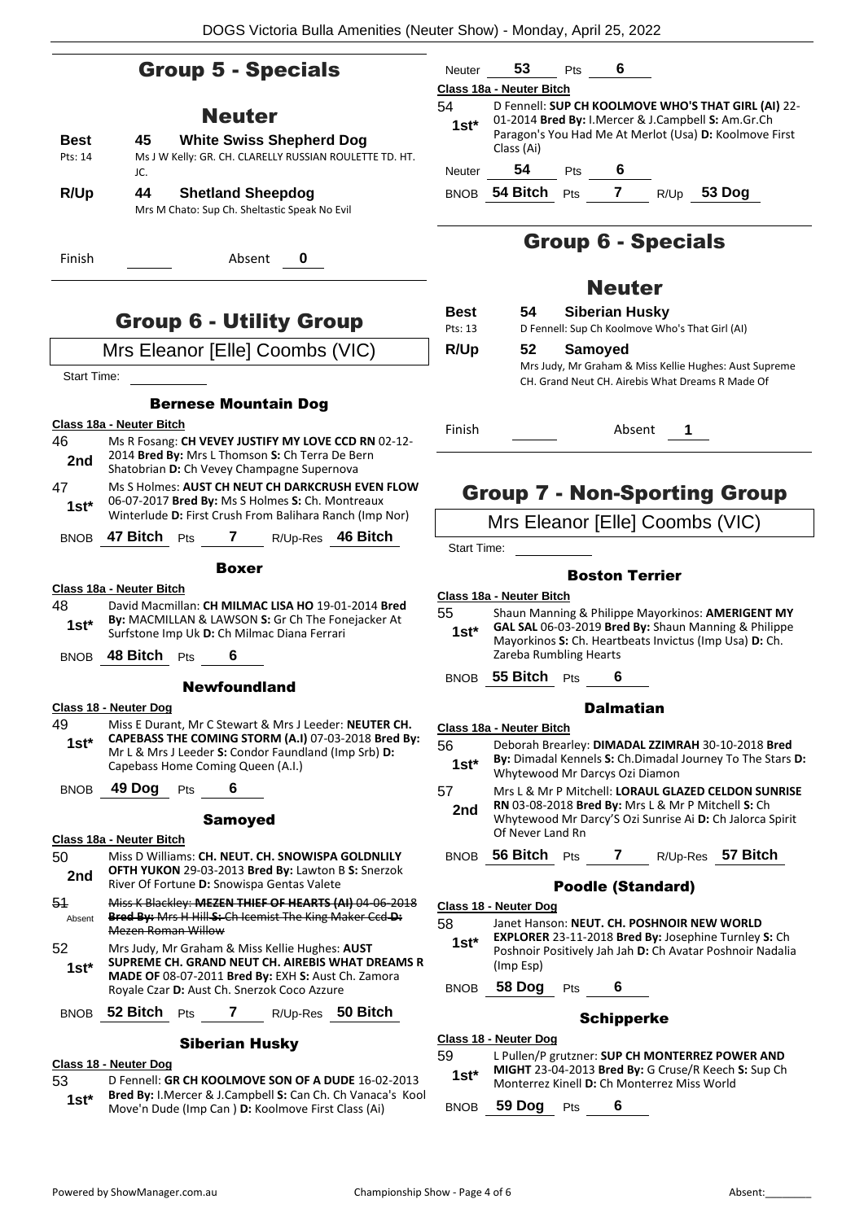## Group 5 - Specials

### Neuter

**Best** (Pts: 14) — **45 White Swiss Shepherd Dog**
Ms J W Kelly: GR. CH. CLARELLY RUSSIAN ROULETTE TD. HT. JC.

**R/Up** — **44 Shetland Sheepdog**
Mrs M Chato: Sup Ch. Sheltastic Speak No Evil

Finish ______ Absent **0**

## Group 6 - Utility Group

Mrs Eleanor [Elle] Coombs (VIC)

Start Time: ______

### Bernese Mountain Dog

**Class 18a - Neuter Bitch**

46 **2nd** — Ms R Fosang: **CH VEVEY JUSTIFY MY LOVE CCD RN** 02-12-2014 **Bred By:** Mrs L Thomson **S:** Ch Terra De Bern Shatobrian **D:** Ch Vevey Champagne Supernova

47 **1st*** — Ms S Holmes: **AUST CH NEUT CH DARKCRUSH EVEN FLOW** 06-07-2017 **Bred By:** Ms S Holmes **S:** Ch. Montreaux Winterlude **D:** First Crush From Balihara Ranch (Imp Nor)

BNOB **47 Bitch** Pts **7** R/Up-Res **46 Bitch**

### Boxer

**Class 18a - Neuter Bitch**

48 **1st*** — David Macmillan: **CH MILMAC LISA HO** 19-01-2014 **Bred By:** MACMILLAN & LAWSON **S:** Gr Ch The Fonejacker At Surfstone Imp Uk **D:** Ch Milmac Diana Ferrari

BNOB **48 Bitch** Pts **6**

### Newfoundland

**Class 18 - Neuter Dog**

49 **1st*** — Miss E Durant, Mr C Stewart & Mrs J Leeder: **NEUTER CH. CAPEBASS THE COMING STORM (A.I)** 07-03-2018 **Bred By:** Mr L & Mrs J Leeder **S:** Condor Faundland (Imp Srb) **D:** Capebass Home Coming Queen (A.I.)

BNOB **49 Dog** Pts **6**

### Samoyed

**Class 18a - Neuter Bitch**

50 **2nd** — Miss D Williams: **CH. NEUT. CH. SNOWISPA GOLDNLILY OFTH YUKON** 29-03-2013 **Bred By:** Lawton B **S:** Snerzok River Of Fortune **D:** Snowispa Gentas Valete

~~51 Absent — Miss K Blackley: **MEZEN THIEF OF HEARTS (AI)** 04-06-2018 **Bred By:** Mrs H Hill **S:** Ch Icemist The King Maker Ccd **D:** Mezen Roman Willow~~

52 **1st*** — Mrs Judy, Mr Graham & Miss Kellie Hughes: **AUST SUPREME CH. GRAND NEUT CH. AIREBIS WHAT DREAMS R MADE OF** 08-07-2011 **Bred By:** EXH **S:** Aust Ch. Zamora Royale Czar **D:** Aust Ch. Snerzok Coco Azzure

BNOB **52 Bitch** Pts **7** R/Up-Res **50 Bitch**

### Siberian Husky

**Class 18 - Neuter Dog**

53 **1st*** — D Fennell: **GR CH KOOLMOVE SON OF A DUDE** 16-02-2013 **Bred By:** I.Mercer & J.Campbell **S:** Can Ch. Ch Vanaca's Kool Move'n Dude (Imp Can ) **D:** Koolmove First Class (Ai)

Neuter **53** Pts **6**

**Class 18a - Neuter Bitch**

54 **1st*** — D Fennell: **SUP CH KOOLMOVE WHO'S THAT GIRL (AI)** 22-01-2014 **Bred By:** I.Mercer & J.Campbell **S:** Am.Gr.Ch Paragon's You Had Me At Merlot (Usa) **D:** Koolmove First Class (Ai)

Neuter **54** Pts **6**

BNOB **54 Bitch** Pts **7** R/Up **53 Dog**

## Group 6 - Specials

### Neuter

**Best** (Pts: 13) — **54 Siberian Husky**
D Fennell: Sup Ch Koolmove Who's That Girl (AI)

**R/Up** — **52 Samoyed**
Mrs Judy, Mr Graham & Miss Kellie Hughes: Aust Supreme CH. Grand Neut CH. Airebis What Dreams R Made Of

Finish ______ Absent **1**

## Group 7 - Non-Sporting Group

Mrs Eleanor [Elle] Coombs (VIC)

Start Time: ______

### Boston Terrier

**Class 18a - Neuter Bitch**

55 **1st*** — Shaun Manning & Philippe Mayorkinos: **AMERIGENT MY GAL SAL** 06-03-2019 **Bred By:** Shaun Manning & Philippe Mayorkinos **S:** Ch. Heartbeats Invictus (Imp Usa) **D:** Ch. Zareba Rumbling Hearts

BNOB **55 Bitch** Pts **6**

### Dalmatian

**Class 18a - Neuter Bitch**

56 **1st*** — Deborah Brearley: **DIMADAL ZZIMRAH** 30-10-2018 **Bred By:** Dimadal Kennels **S:** Ch.Dimadal Journey To The Stars **D:** Whytewood Mr Darcys Ozi Diamon

57 **2nd** — Mrs L & Mr P Mitchell: **LORAUL GLAZED CELDON SUNRISE RN** 03-08-2018 **Bred By:** Mrs L & Mr P Mitchell **S:** Ch Whytewood Mr Darcy'S Ozi Sunrise Ai **D:** Ch Jalorca Spirit Of Never Land Rn

BNOB **56 Bitch** Pts **7** R/Up-Res **57 Bitch**

### Poodle (Standard)

**Class 18 - Neuter Dog**

58 **1st*** — Janet Hanson: **NEUT. CH. POSHNOIR NEW WORLD EXPLORER** 23-11-2018 **Bred By:** Josephine Turnley **S:** Ch Poshnoir Positively Jah Jah **D:** Ch Avatar Poshnoir Nadalia (Imp Esp)

BNOB **58 Dog** Pts **6**

### Schipperke

**Class 18 - Neuter Dog**

59 **1st*** — L Pullen/P grutzner: **SUP CH MONTERREZ POWER AND MIGHT** 23-04-2013 **Bred By:** G Cruse/R Keech **S:** Sup Ch Monterrez Kinell **D:** Ch Monterrez Miss World

BNOB **59 Dog** Pts **6**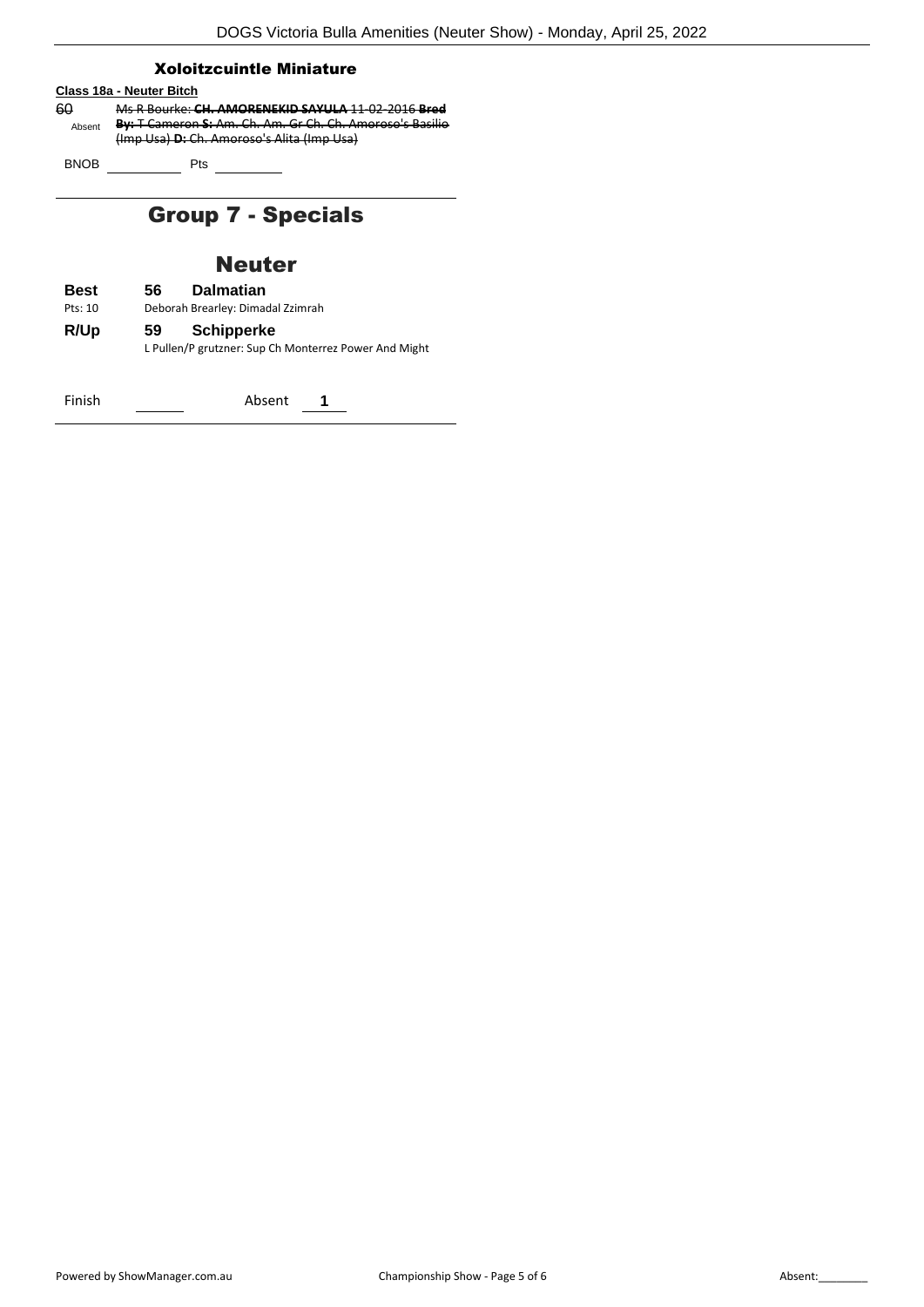### Xoloitzcuintle Miniature

**Class 18a - Neuter Bitch**

60 Absent ~~Ms R Bourke: **CH. AMORENEKID SAYULA** 11-02-2016 **Bred By:** T Cameron **S:** Am. Ch. Am. Gr Ch. Ch. Amoroso's Basilio (Imp Usa) **D:** Ch. Amoroso's Alita (Imp Usa)~~

BNOB ________ Pts ________

## Group 7 - Specials

## Neuter

**Best** **56** **Dalmatian**
Pts: 10 Deborah Brearley: Dimadal Zzimrah

**R/Up** **59** **Schipperke**
L Pullen/P grutzner: Sup Ch Monterrez Power And Might

Finish ______ Absent **1**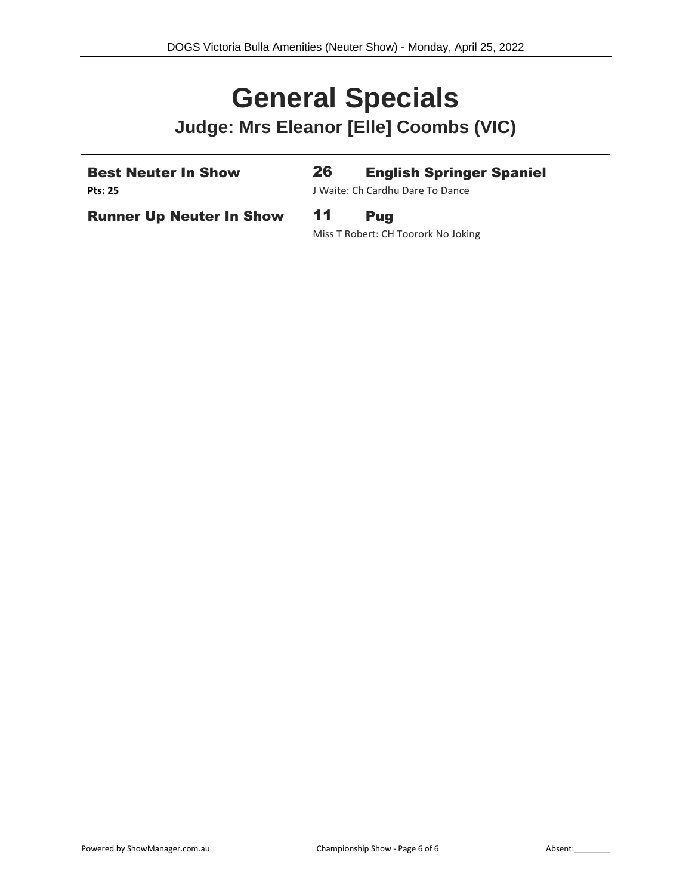# General Specials

## Judge: Mrs Eleanor [Elle] Coombs (VIC)

**Best Neuter In Show** — **26 English Springer Spaniel**
**Pts: 25**
J Waite: Ch Cardhu Dare To Dance

**Runner Up Neuter In Show** — **11 Pug**
Miss T Robert: CH Toorork No Joking